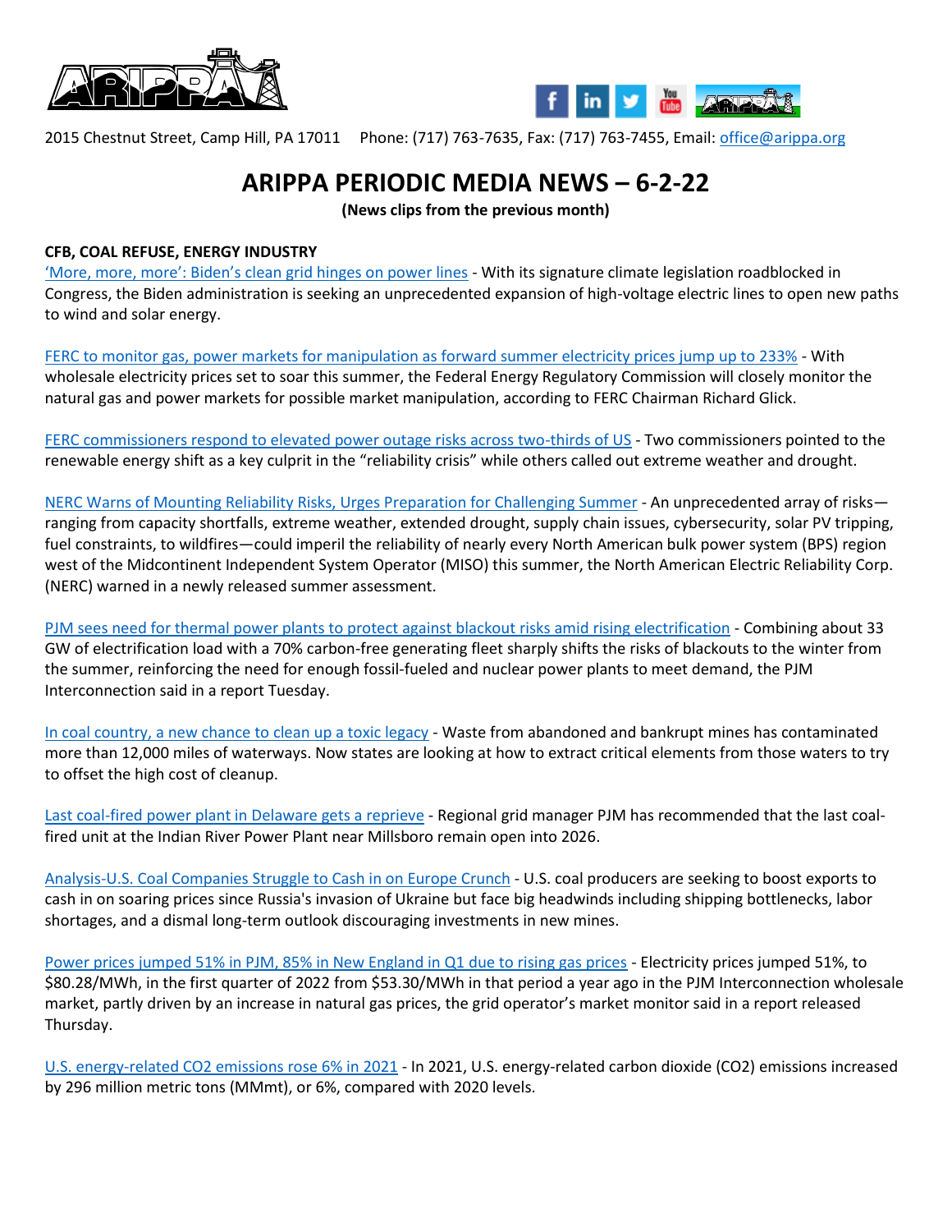2015 Chestnut Street, Camp Hill, PA 17011 Phone: (717) 763-7635, Fax: (717) 763-7455, Email: office@arippa.org

# ARIPPA PERIODIC MEDIA NEWS – 6-2-22

**(News clips from the previous month)**

**CFB, COAL REFUSE, ENERGY INDUSTRY**

'More, more, more': Biden's clean grid hinges on power lines - With its signature climate legislation roadblocked in Congress, the Biden administration is seeking an unprecedented expansion of high-voltage electric lines to open new paths to wind and solar energy.

FERC to monitor gas, power markets for manipulation as forward summer electricity prices jump up to 233% - With wholesale electricity prices set to soar this summer, the Federal Energy Regulatory Commission will closely monitor the natural gas and power markets for possible market manipulation, according to FERC Chairman Richard Glick.

FERC commissioners respond to elevated power outage risks across two-thirds of US - Two commissioners pointed to the renewable energy shift as a key culprit in the "reliability crisis" while others called out extreme weather and drought.

NERC Warns of Mounting Reliability Risks, Urges Preparation for Challenging Summer - An unprecedented array of risks—ranging from capacity shortfalls, extreme weather, extended drought, supply chain issues, cybersecurity, solar PV tripping, fuel constraints, to wildfires—could imperil the reliability of nearly every North American bulk power system (BPS) region west of the Midcontinent Independent System Operator (MISO) this summer, the North American Electric Reliability Corp. (NERC) warned in a newly released summer assessment.

PJM sees need for thermal power plants to protect against blackout risks amid rising electrification - Combining about 33 GW of electrification load with a 70% carbon-free generating fleet sharply shifts the risks of blackouts to the winter from the summer, reinforcing the need for enough fossil-fueled and nuclear power plants to meet demand, the PJM Interconnection said in a report Tuesday.

In coal country, a new chance to clean up a toxic legacy - Waste from abandoned and bankrupt mines has contaminated more than 12,000 miles of waterways. Now states are looking at how to extract critical elements from those waters to try to offset the high cost of cleanup.

Last coal-fired power plant in Delaware gets a reprieve - Regional grid manager PJM has recommended that the last coal-fired unit at the Indian River Power Plant near Millsboro remain open into 2026.

Analysis-U.S. Coal Companies Struggle to Cash in on Europe Crunch - U.S. coal producers are seeking to boost exports to cash in on soaring prices since Russia's invasion of Ukraine but face big headwinds including shipping bottlenecks, labor shortages, and a dismal long-term outlook discouraging investments in new mines.

Power prices jumped 51% in PJM, 85% in New England in Q1 due to rising gas prices - Electricity prices jumped 51%, to $80.28/MWh, in the first quarter of 2022 from $53.30/MWh in that period a year ago in the PJM Interconnection wholesale market, partly driven by an increase in natural gas prices, the grid operator's market monitor said in a report released Thursday.

U.S. energy-related CO2 emissions rose 6% in 2021 - In 2021, U.S. energy-related carbon dioxide ($CO_2$) emissions increased by 296 million metric tons (MMmt), or 6%, compared with 2020 levels.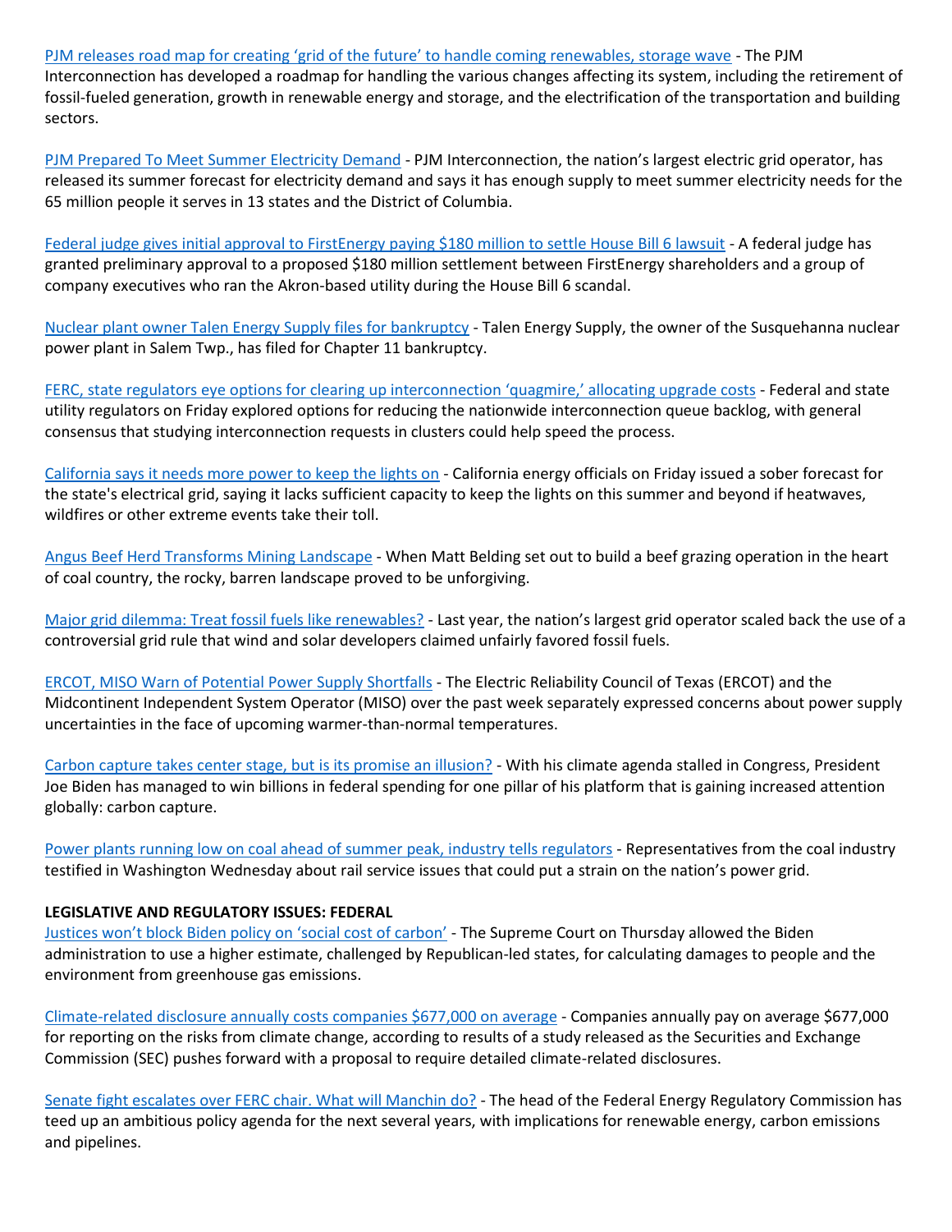PJM releases road map for creating 'grid of the future' to handle coming renewables, storage wave - The PJM Interconnection has developed a roadmap for handling the various changes affecting its system, including the retirement of fossil-fueled generation, growth in renewable energy and storage, and the electrification of the transportation and building sectors.

PJM Prepared To Meet Summer Electricity Demand - PJM Interconnection, the nation's largest electric grid operator, has released its summer forecast for electricity demand and says it has enough supply to meet summer electricity needs for the 65 million people it serves in 13 states and the District of Columbia.

Federal judge gives initial approval to FirstEnergy paying $180 million to settle House Bill 6 lawsuit - A federal judge has granted preliminary approval to a proposed $180 million settlement between FirstEnergy shareholders and a group of company executives who ran the Akron-based utility during the House Bill 6 scandal.

Nuclear plant owner Talen Energy Supply files for bankruptcy - Talen Energy Supply, the owner of the Susquehanna nuclear power plant in Salem Twp., has filed for Chapter 11 bankruptcy.

FERC, state regulators eye options for clearing up interconnection 'quagmire,' allocating upgrade costs - Federal and state utility regulators on Friday explored options for reducing the nationwide interconnection queue backlog, with general consensus that studying interconnection requests in clusters could help speed the process.

California says it needs more power to keep the lights on - California energy officials on Friday issued a sober forecast for the state's electrical grid, saying it lacks sufficient capacity to keep the lights on this summer and beyond if heatwaves, wildfires or other extreme events take their toll.

Angus Beef Herd Transforms Mining Landscape - When Matt Belding set out to build a beef grazing operation in the heart of coal country, the rocky, barren landscape proved to be unforgiving.

Major grid dilemma: Treat fossil fuels like renewables? - Last year, the nation's largest grid operator scaled back the use of a controversial grid rule that wind and solar developers claimed unfairly favored fossil fuels.

ERCOT, MISO Warn of Potential Power Supply Shortfalls - The Electric Reliability Council of Texas (ERCOT) and the Midcontinent Independent System Operator (MISO) over the past week separately expressed concerns about power supply uncertainties in the face of upcoming warmer-than-normal temperatures.

Carbon capture takes center stage, but is its promise an illusion? - With his climate agenda stalled in Congress, President Joe Biden has managed to win billions in federal spending for one pillar of his platform that is gaining increased attention globally: carbon capture.

Power plants running low on coal ahead of summer peak, industry tells regulators - Representatives from the coal industry testified in Washington Wednesday about rail service issues that could put a strain on the nation's power grid.

**LEGISLATIVE AND REGULATORY ISSUES: FEDERAL**

Justices won't block Biden policy on 'social cost of carbon' - The Supreme Court on Thursday allowed the Biden administration to use a higher estimate, challenged by Republican-led states, for calculating damages to people and the environment from greenhouse gas emissions.

Climate-related disclosure annually costs companies $677,000 on average - Companies annually pay on average $677,000 for reporting on the risks from climate change, according to results of a study released as the Securities and Exchange Commission (SEC) pushes forward with a proposal to require detailed climate-related disclosures.

Senate fight escalates over FERC chair. What will Manchin do? - The head of the Federal Energy Regulatory Commission has teed up an ambitious policy agenda for the next several years, with implications for renewable energy, carbon emissions and pipelines.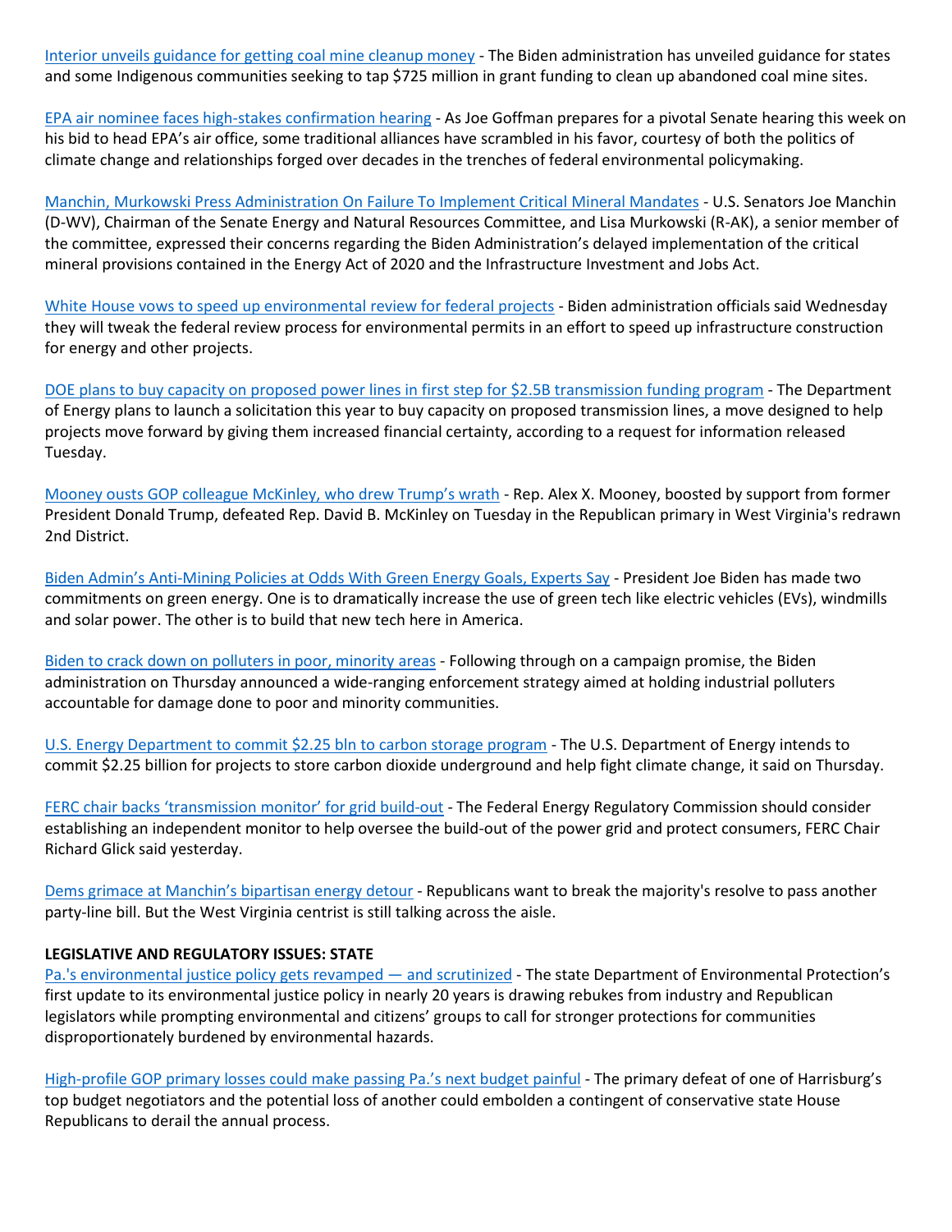Interior unveils guidance for getting coal mine cleanup money - The Biden administration has unveiled guidance for states and some Indigenous communities seeking to tap $725 million in grant funding to clean up abandoned coal mine sites.

EPA air nominee faces high-stakes confirmation hearing - As Joe Goffman prepares for a pivotal Senate hearing this week on his bid to head EPA's air office, some traditional alliances have scrambled in his favor, courtesy of both the politics of climate change and relationships forged over decades in the trenches of federal environmental policymaking.

Manchin, Murkowski Press Administration On Failure To Implement Critical Mineral Mandates - U.S. Senators Joe Manchin (D-WV), Chairman of the Senate Energy and Natural Resources Committee, and Lisa Murkowski (R-AK), a senior member of the committee, expressed their concerns regarding the Biden Administration's delayed implementation of the critical mineral provisions contained in the Energy Act of 2020 and the Infrastructure Investment and Jobs Act.

White House vows to speed up environmental review for federal projects - Biden administration officials said Wednesday they will tweak the federal review process for environmental permits in an effort to speed up infrastructure construction for energy and other projects.

DOE plans to buy capacity on proposed power lines in first step for $2.5B transmission funding program - The Department of Energy plans to launch a solicitation this year to buy capacity on proposed transmission lines, a move designed to help projects move forward by giving them increased financial certainty, according to a request for information released Tuesday.

Mooney ousts GOP colleague McKinley, who drew Trump's wrath - Rep. Alex X. Mooney, boosted by support from former President Donald Trump, defeated Rep. David B. McKinley on Tuesday in the Republican primary in West Virginia's redrawn 2nd District.

Biden Admin's Anti-Mining Policies at Odds With Green Energy Goals, Experts Say - President Joe Biden has made two commitments on green energy. One is to dramatically increase the use of green tech like electric vehicles (EVs), windmills and solar power. The other is to build that new tech here in America.

Biden to crack down on polluters in poor, minority areas - Following through on a campaign promise, the Biden administration on Thursday announced a wide-ranging enforcement strategy aimed at holding industrial polluters accountable for damage done to poor and minority communities.

U.S. Energy Department to commit $2.25 bln to carbon storage program - The U.S. Department of Energy intends to commit $2.25 billion for projects to store carbon dioxide underground and help fight climate change, it said on Thursday.

FERC chair backs 'transmission monitor' for grid build-out - The Federal Energy Regulatory Commission should consider establishing an independent monitor to help oversee the build-out of the power grid and protect consumers, FERC Chair Richard Glick said yesterday.

Dems grimace at Manchin's bipartisan energy detour - Republicans want to break the majority's resolve to pass another party-line bill. But the West Virginia centrist is still talking across the aisle.

**LEGISLATIVE AND REGULATORY ISSUES: STATE**

Pa.'s environmental justice policy gets revamped — and scrutinized - The state Department of Environmental Protection's first update to its environmental justice policy in nearly 20 years is drawing rebukes from industry and Republican legislators while prompting environmental and citizens' groups to call for stronger protections for communities disproportionately burdened by environmental hazards.

High-profile GOP primary losses could make passing Pa.'s next budget painful - The primary defeat of one of Harrisburg's top budget negotiators and the potential loss of another could embolden a contingent of conservative state House Republicans to derail the annual process.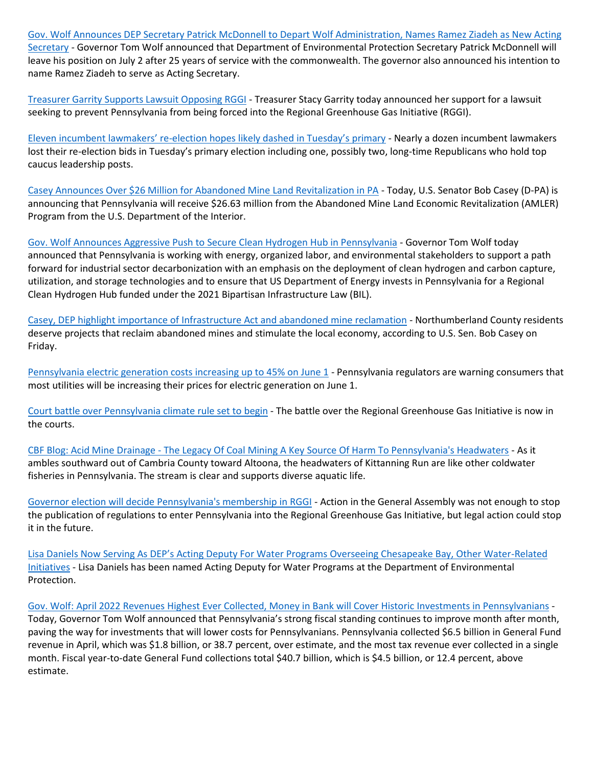Gov. Wolf Announces DEP Secretary Patrick McDonnell to Depart Wolf Administration, Names Ramez Ziadeh as New Acting Secretary - Governor Tom Wolf announced that Department of Environmental Protection Secretary Patrick McDonnell will leave his position on July 2 after 25 years of service with the commonwealth. The governor also announced his intention to name Ramez Ziadeh to serve as Acting Secretary.

Treasurer Garrity Supports Lawsuit Opposing RGGI - Treasurer Stacy Garrity today announced her support for a lawsuit seeking to prevent Pennsylvania from being forced into the Regional Greenhouse Gas Initiative (RGGI).

Eleven incumbent lawmakers' re-election hopes likely dashed in Tuesday's primary - Nearly a dozen incumbent lawmakers lost their re-election bids in Tuesday's primary election including one, possibly two, long-time Republicans who hold top caucus leadership posts.

Casey Announces Over $26 Million for Abandoned Mine Land Revitalization in PA - Today, U.S. Senator Bob Casey (D-PA) is announcing that Pennsylvania will receive $26.63 million from the Abandoned Mine Land Economic Revitalization (AMLER) Program from the U.S. Department of the Interior.

Gov. Wolf Announces Aggressive Push to Secure Clean Hydrogen Hub in Pennsylvania - Governor Tom Wolf today announced that Pennsylvania is working with energy, organized labor, and environmental stakeholders to support a path forward for industrial sector decarbonization with an emphasis on the deployment of clean hydrogen and carbon capture, utilization, and storage technologies and to ensure that US Department of Energy invests in Pennsylvania for a Regional Clean Hydrogen Hub funded under the 2021 Bipartisan Infrastructure Law (BIL).

Casey, DEP highlight importance of Infrastructure Act and abandoned mine reclamation - Northumberland County residents deserve projects that reclaim abandoned mines and stimulate the local economy, according to U.S. Sen. Bob Casey on Friday.

Pennsylvania electric generation costs increasing up to 45% on June 1 - Pennsylvania regulators are warning consumers that most utilities will be increasing their prices for electric generation on June 1.

Court battle over Pennsylvania climate rule set to begin - The battle over the Regional Greenhouse Gas Initiative is now in the courts.

CBF Blog: Acid Mine Drainage - The Legacy Of Coal Mining A Key Source Of Harm To Pennsylvania's Headwaters - As it ambles southward out of Cambria County toward Altoona, the headwaters of Kittanning Run are like other coldwater fisheries in Pennsylvania. The stream is clear and supports diverse aquatic life.

Governor election will decide Pennsylvania's membership in RGGI - Action in the General Assembly was not enough to stop the publication of regulations to enter Pennsylvania into the Regional Greenhouse Gas Initiative, but legal action could stop it in the future.

Lisa Daniels Now Serving As DEP's Acting Deputy For Water Programs Overseeing Chesapeake Bay, Other Water-Related Initiatives - Lisa Daniels has been named Acting Deputy for Water Programs at the Department of Environmental Protection.

Gov. Wolf: April 2022 Revenues Highest Ever Collected, Money in Bank will Cover Historic Investments in Pennsylvanians - Today, Governor Tom Wolf announced that Pennsylvania's strong fiscal standing continues to improve month after month, paving the way for investments that will lower costs for Pennsylvanians. Pennsylvania collected $6.5 billion in General Fund revenue in April, which was $1.8 billion, or 38.7 percent, over estimate, and the most tax revenue ever collected in a single month. Fiscal year-to-date General Fund collections total $40.7 billion, which is $4.5 billion, or 12.4 percent, above estimate.